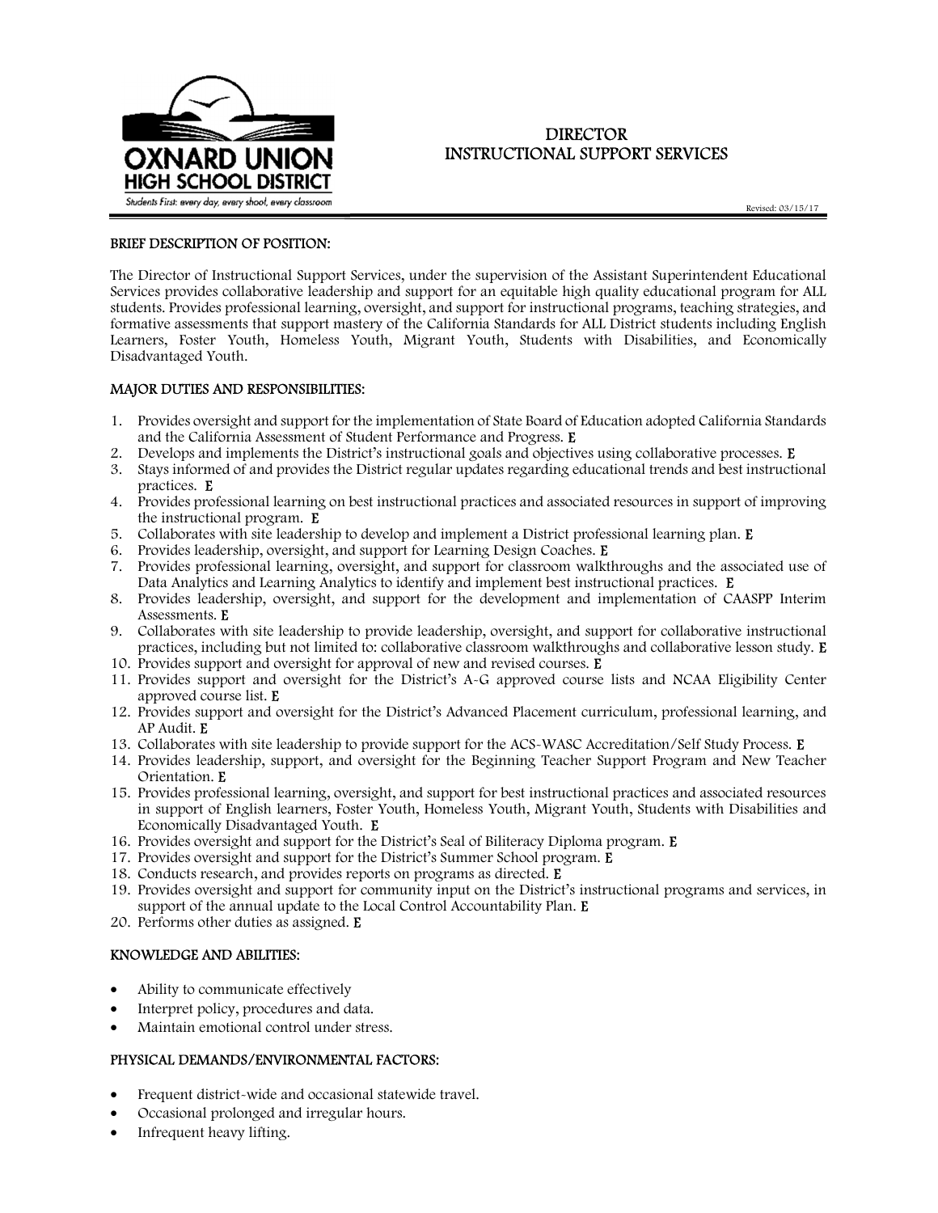OXNARD UNION HIGH SCHOOL DISTRICT

Students First: every day, every shool, every classroom

# DIRECTOR
# INSTRUCTIONAL SUPPORT SERVICES

Revised: 03/15/17

## BRIEF DESCRIPTION OF POSITION:

The Director of Instructional Support Services, under the supervision of the Assistant Superintendent Educational Services provides collaborative leadership and support for an equitable high quality educational program for ALL students. Provides professional learning, oversight, and support for instructional programs, teaching strategies, and formative assessments that support mastery of the California Standards for ALL District students including English Learners, Foster Youth, Homeless Youth, Migrant Youth, Students with Disabilities, and Economically Disadvantaged Youth.

## MAJOR DUTIES AND RESPONSIBILITIES:

1. Provides oversight and support for the implementation of State Board of Education adopted California Standards and the California Assessment of Student Performance and Progress. **E**
2. Develops and implements the District's instructional goals and objectives using collaborative processes. **E**
3. Stays informed of and provides the District regular updates regarding educational trends and best instructional practices. **E**
4. Provides professional learning on best instructional practices and associated resources in support of improving the instructional program. **E**
5. Collaborates with site leadership to develop and implement a District professional learning plan. **E**
6. Provides leadership, oversight, and support for Learning Design Coaches. **E**
7. Provides professional learning, oversight, and support for classroom walkthroughs and the associated use of Data Analytics and Learning Analytics to identify and implement best instructional practices. **E**
8. Provides leadership, oversight, and support for the development and implementation of CAASPP Interim Assessments. **E**
9. Collaborates with site leadership to provide leadership, oversight, and support for collaborative instructional practices, including but not limited to: collaborative classroom walkthroughs and collaborative lesson study. **E**
10. Provides support and oversight for approval of new and revised courses. **E**
11. Provides support and oversight for the District's A-G approved course lists and NCAA Eligibility Center approved course list. **E**
12. Provides support and oversight for the District's Advanced Placement curriculum, professional learning, and AP Audit. **E**
13. Collaborates with site leadership to provide support for the ACS-WASC Accreditation/Self Study Process. **E**
14. Provides leadership, support, and oversight for the Beginning Teacher Support Program and New Teacher Orientation. **E**
15. Provides professional learning, oversight, and support for best instructional practices and associated resources in support of English learners, Foster Youth, Homeless Youth, Migrant Youth, Students with Disabilities and Economically Disadvantaged Youth. **E**
16. Provides oversight and support for the District's Seal of Biliteracy Diploma program. **E**
17. Provides oversight and support for the District's Summer School program. **E**
18. Conducts research, and provides reports on programs as directed. **E**
19. Provides oversight and support for community input on the District's instructional programs and services, in support of the annual update to the Local Control Accountability Plan. **E**
20. Performs other duties as assigned. **E**

## KNOWLEDGE AND ABILITIES:

- Ability to communicate effectively
- Interpret policy, procedures and data.
- Maintain emotional control under stress.

## PHYSICAL DEMANDS/ENVIRONMENTAL FACTORS:

- Frequent district-wide and occasional statewide travel.
- Occasional prolonged and irregular hours.
- Infrequent heavy lifting.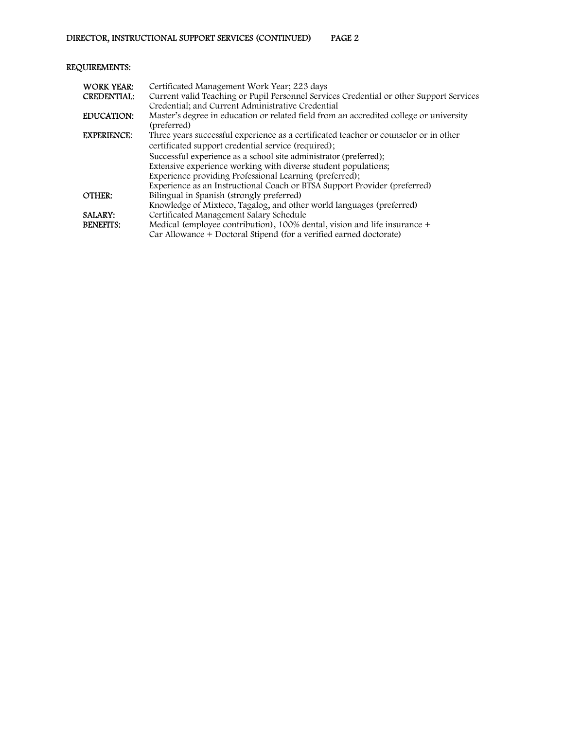## REQUIREMENTS:

| | |
|---|---|
| **WORK YEAR:** | Certificated Management Work Year; 223 days |
| **CREDENTIAL:** | Current valid Teaching or Pupil Personnel Services Credential or other Support Services Credential; and Current Administrative Credential |
| **EDUCATION:** | Master's degree in education or related field from an accredited college or university (preferred) |
| **EXPERIENCE:** | Three years successful experience as a certificated teacher or counselor or in other certificated support credential service (required);<br>Successful experience as a school site administrator (preferred);<br>Extensive experience working with diverse student populations;<br>Experience providing Professional Learning (preferred);<br>Experience as an Instructional Coach or BTSA Support Provider (preferred) |
| **OTHER:** | Bilingual in Spanish (strongly preferred)<br>Knowledge of Mixteco, Tagalog, and other world languages (preferred) |
| **SALARY:** | Certificated Management Salary Schedule |
| **BENEFITS:** | Medical (employee contribution), 100% dental, vision and life insurance +<br>Car Allowance + Doctoral Stipend (for a verified earned doctorate) |